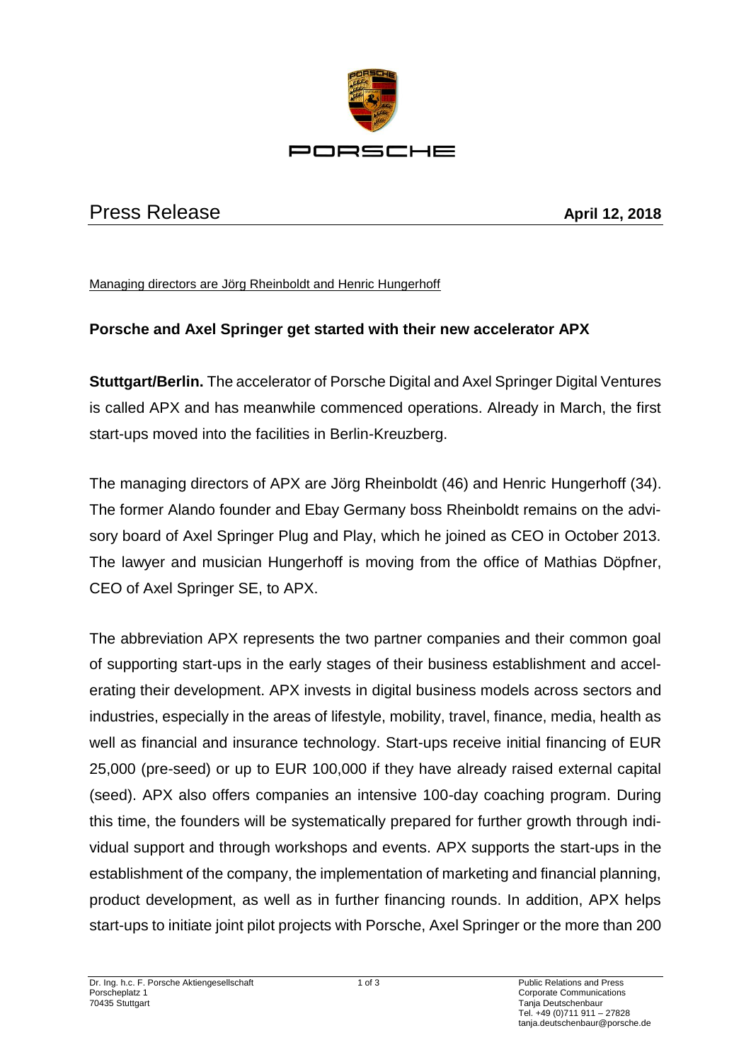Press Release **April 12, 2018**

Managing directors are Jörg Rheinboldt and Henric Hungerhoff

**Porsche and Axel Springer get started with their new accelerator APX**

**Stuttgart/Berlin.** The accelerator of Porsche Digital and Axel Springer Digital Ventures is called APX and has meanwhile commenced operations. Already in March, the first start-ups moved into the facilities in Berlin-Kreuzberg.

The managing directors of APX are Jörg Rheinboldt (46) and Henric Hungerhoff (34). The former Alando founder and Ebay Germany boss Rheinboldt remains on the advisory board of Axel Springer Plug and Play, which he joined as CEO in October 2013. The lawyer and musician Hungerhoff is moving from the office of Mathias Döpfner, CEO of Axel Springer SE, to APX.

The abbreviation APX represents the two partner companies and their common goal of supporting start-ups in the early stages of their business establishment and accelerating their development. APX invests in digital business models across sectors and industries, especially in the areas of lifestyle, mobility, travel, finance, media, health as well as financial and insurance technology. Start-ups receive initial financing of EUR 25,000 (pre-seed) or up to EUR 100,000 if they have already raised external capital (seed). APX also offers companies an intensive 100-day coaching program. During this time, the founders will be systematically prepared for further growth through individual support and through workshops and events. APX supports the start-ups in the establishment of the company, the implementation of marketing and financial planning, product development, as well as in further financing rounds. In addition, APX helps start-ups to initiate joint pilot projects with Porsche, Axel Springer or the more than 200

Dr. Ing. h.c. F. Porsche Aktiengesellschaft
Porscheplatz 1
70435 Stuttgart

Public Relations and Press
Corporate Communications
Tanja Deutschenbaur
Tel. +49 (0)711 911 – 27828
tanja.deutschenbaur@porsche.de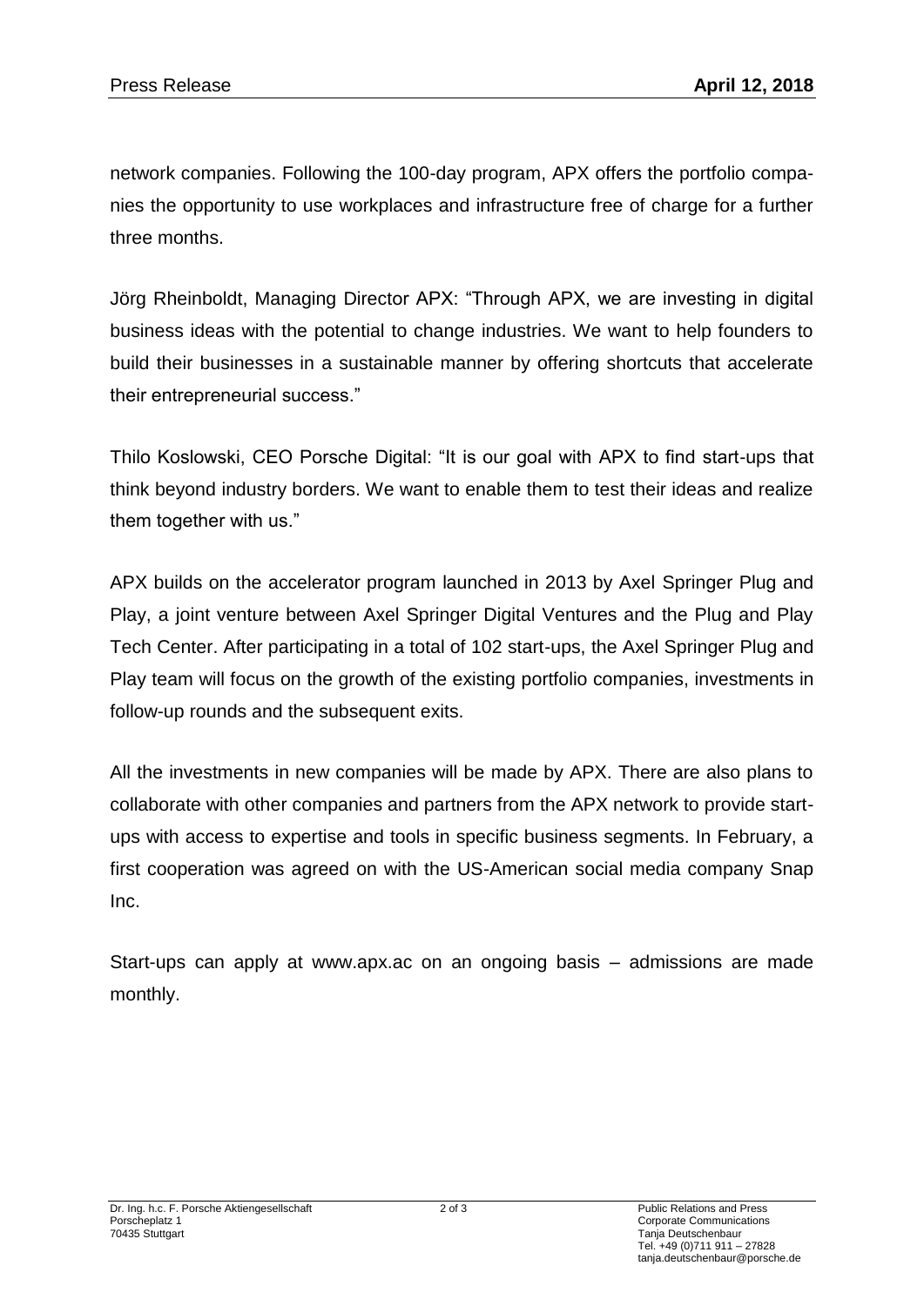network companies. Following the 100-day program, APX offers the portfolio companies the opportunity to use workplaces and infrastructure free of charge for a further three months.

Jörg Rheinboldt, Managing Director APX: "Through APX, we are investing in digital business ideas with the potential to change industries. We want to help founders to build their businesses in a sustainable manner by offering shortcuts that accelerate their entrepreneurial success."

Thilo Koslowski, CEO Porsche Digital: "It is our goal with APX to find start-ups that think beyond industry borders. We want to enable them to test their ideas and realize them together with us."

APX builds on the accelerator program launched in 2013 by Axel Springer Plug and Play, a joint venture between Axel Springer Digital Ventures and the Plug and Play Tech Center. After participating in a total of 102 start-ups, the Axel Springer Plug and Play team will focus on the growth of the existing portfolio companies, investments in follow-up rounds and the subsequent exits.

All the investments in new companies will be made by APX. There are also plans to collaborate with other companies and partners from the APX network to provide start-ups with access to expertise and tools in specific business segments. In February, a first cooperation was agreed on with the US-American social media company Snap Inc.

Start-ups can apply at www.apx.ac on an ongoing basis – admissions are made monthly.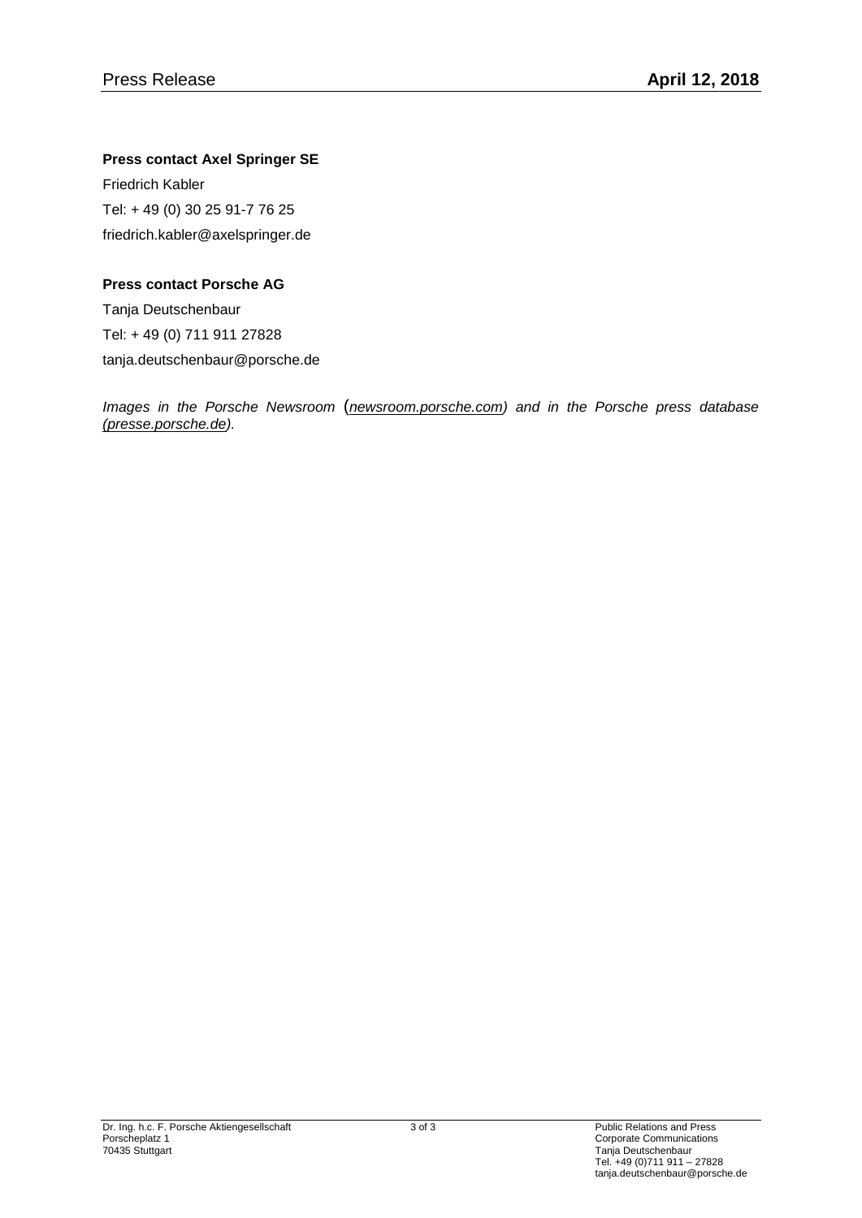**Press contact Axel Springer SE**

Friedrich Kabler

Tel: + 49 (0) 30 25 91-7 76 25

friedrich.kabler@axelspringer.de

**Press contact Porsche AG**

Tanja Deutschenbaur

Tel: + 49 (0) 711 911 27828

tanja.deutschenbaur@porsche.de

*Images in the Porsche Newsroom (newsroom.porsche.com) and in the Porsche press database (presse.porsche.de).*